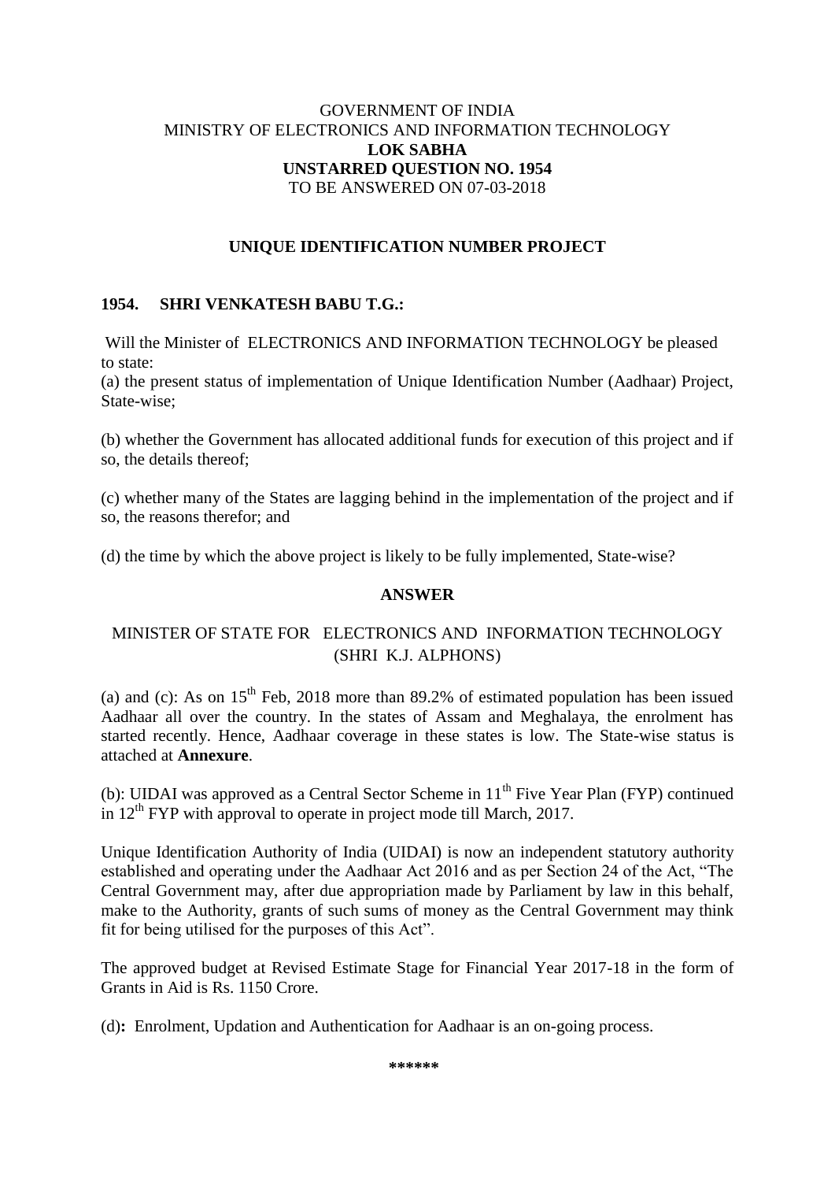GOVERNMENT OF INDIA
MINISTRY OF ELECTRONICS AND INFORMATION TECHNOLOGY
**LOK SABHA**
**UNSTARRED QUESTION NO. 1954**
TO BE ANSWERED ON 07-03-2018

## UNIQUE IDENTIFICATION NUMBER PROJECT

**1954. SHRI VENKATESH BABU T.G.:**

Will the Minister of ELECTRONICS AND INFORMATION TECHNOLOGY be pleased to state:

(a) the present status of implementation of Unique Identification Number (Aadhaar) Project, State-wise;

(b) whether the Government has allocated additional funds for execution of this project and if so, the details thereof;

(c) whether many of the States are lagging behind in the implementation of the project and if so, the reasons therefor; and

(d) the time by which the above project is likely to be fully implemented, State-wise?

**ANSWER**

MINISTER OF STATE FOR ELECTRONICS AND INFORMATION TECHNOLOGY
(SHRI K.J. ALPHONS)

(a) and (c): As on 15th Feb, 2018 more than 89.2% of estimated population has been issued Aadhaar all over the country. In the states of Assam and Meghalaya, the enrolment has started recently. Hence, Aadhaar coverage in these states is low. The State-wise status is attached at **Annexure**.

(b): UIDAI was approved as a Central Sector Scheme in 11th Five Year Plan (FYP) continued in 12th FYP with approval to operate in project mode till March, 2017.

Unique Identification Authority of India (UIDAI) is now an independent statutory authority established and operating under the Aadhaar Act 2016 and as per Section 24 of the Act, "The Central Government may, after due appropriation made by Parliament by law in this behalf, make to the Authority, grants of such sums of money as the Central Government may think fit for being utilised for the purposes of this Act".

The approved budget at Revised Estimate Stage for Financial Year 2017-18 in the form of Grants in Aid is Rs. 1150 Crore.

(d)**:** Enrolment, Updation and Authentication for Aadhaar is an on-going process.

\*\*\*\*\*\*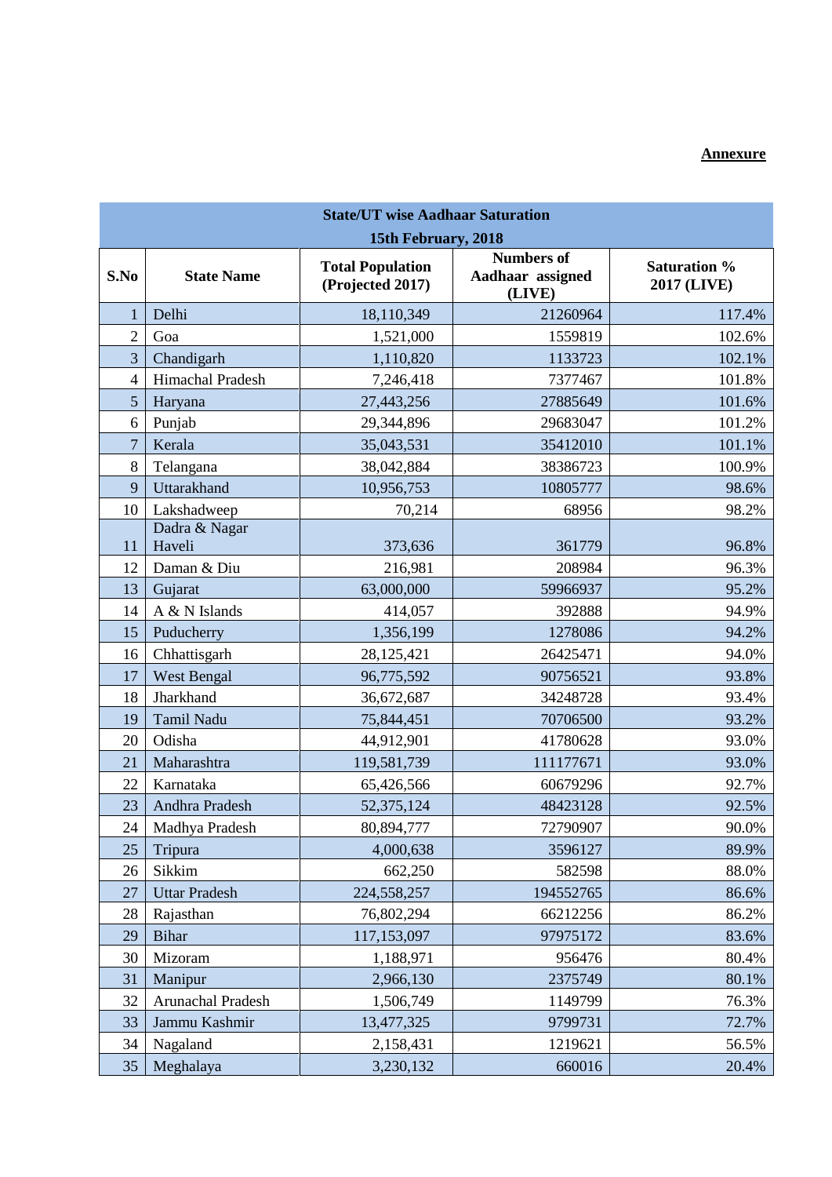**Annexure**

| State/UT wise Aadhaar Saturation 15th February, 2018 | | | | |
|---|---|---|---|---|
| **S.No** | **State Name** | **Total Population (Projected 2017)** | **Numbers of Aadhaar assigned (LIVE)** | **Saturation % 2017 (LIVE)** |
| 1 | Delhi | 18,110,349 | 21260964 | 117.4% |
| 2 | Goa | 1,521,000 | 1559819 | 102.6% |
| 3 | Chandigarh | 1,110,820 | 1133723 | 102.1% |
| 4 | Himachal Pradesh | 7,246,418 | 7377467 | 101.8% |
| 5 | Haryana | 27,443,256 | 27885649 | 101.6% |
| 6 | Punjab | 29,344,896 | 29683047 | 101.2% |
| 7 | Kerala | 35,043,531 | 35412010 | 101.1% |
| 8 | Telangana | 38,042,884 | 38386723 | 100.9% |
| 9 | Uttarakhand | 10,956,753 | 10805777 | 98.6% |
| 10 | Lakshadweep | 70,214 | 68956 | 98.2% |
| 11 | Dadra & Nagar Haveli | 373,636 | 361779 | 96.8% |
| 12 | Daman & Diu | 216,981 | 208984 | 96.3% |
| 13 | Gujarat | 63,000,000 | 59966937 | 95.2% |
| 14 | A & N Islands | 414,057 | 392888 | 94.9% |
| 15 | Puducherry | 1,356,199 | 1278086 | 94.2% |
| 16 | Chhattisgarh | 28,125,421 | 26425471 | 94.0% |
| 17 | West Bengal | 96,775,592 | 90756521 | 93.8% |
| 18 | Jharkhand | 36,672,687 | 34248728 | 93.4% |
| 19 | Tamil Nadu | 75,844,451 | 70706500 | 93.2% |
| 20 | Odisha | 44,912,901 | 41780628 | 93.0% |
| 21 | Maharashtra | 119,581,739 | 111177671 | 93.0% |
| 22 | Karnataka | 65,426,566 | 60679296 | 92.7% |
| 23 | Andhra Pradesh | 52,375,124 | 48423128 | 92.5% |
| 24 | Madhya Pradesh | 80,894,777 | 72790907 | 90.0% |
| 25 | Tripura | 4,000,638 | 3596127 | 89.9% |
| 26 | Sikkim | 662,250 | 582598 | 88.0% |
| 27 | Uttar Pradesh | 224,558,257 | 194552765 | 86.6% |
| 28 | Rajasthan | 76,802,294 | 66212256 | 86.2% |
| 29 | Bihar | 117,153,097 | 97975172 | 83.6% |
| 30 | Mizoram | 1,188,971 | 956476 | 80.4% |
| 31 | Manipur | 2,966,130 | 2375749 | 80.1% |
| 32 | Arunachal Pradesh | 1,506,749 | 1149799 | 76.3% |
| 33 | Jammu Kashmir | 13,477,325 | 9799731 | 72.7% |
| 34 | Nagaland | 2,158,431 | 1219621 | 56.5% |
| 35 | Meghalaya | 3,230,132 | 660016 | 20.4% |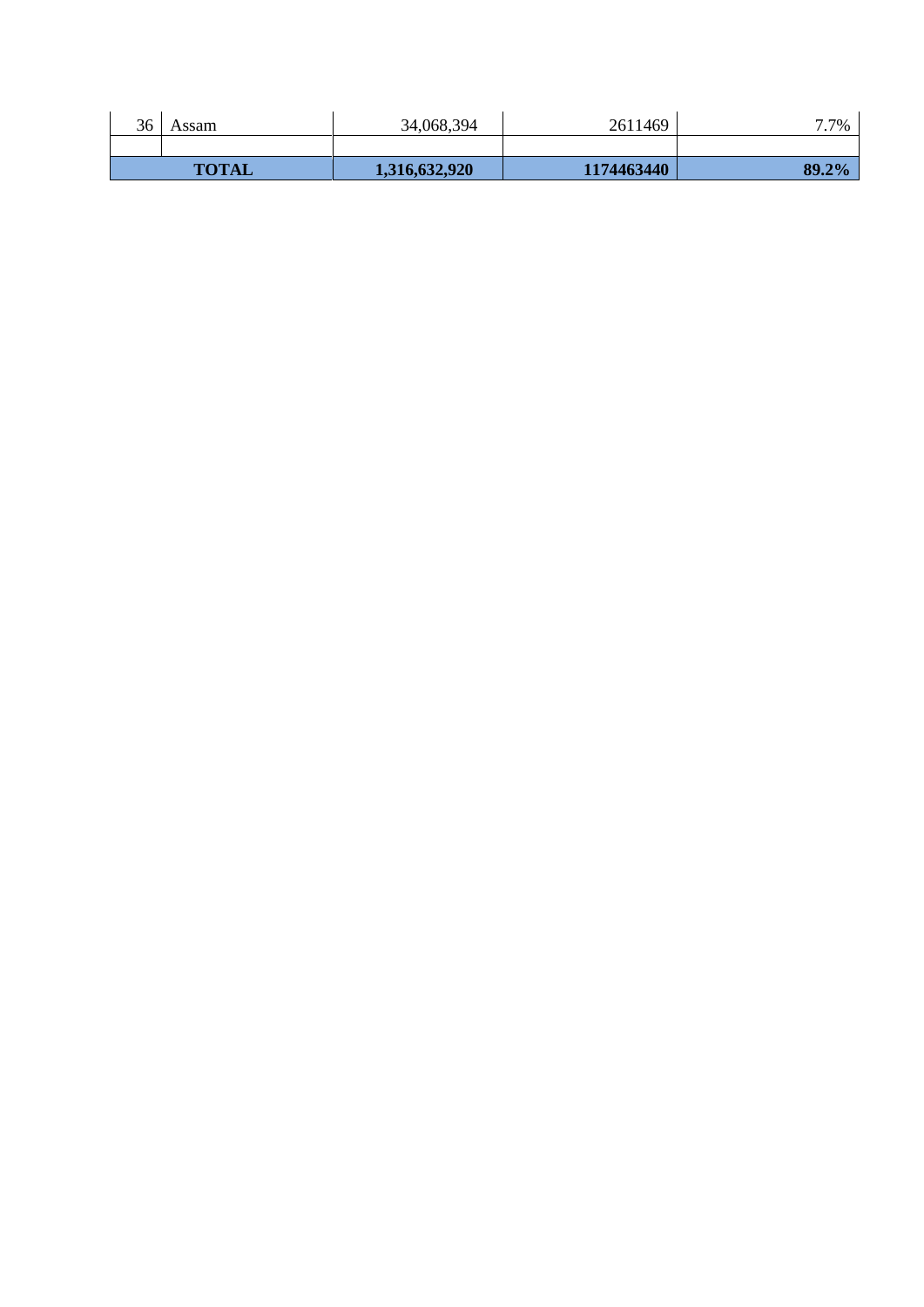| | | | | |
|---|---|---|---|---|
| 36 | Assam | 34,068,394 | 2611469 | 7.7% |
| | | | | |
| **TOTAL** | | **1,316,632,920** | **1174463440** | **89.2%** |